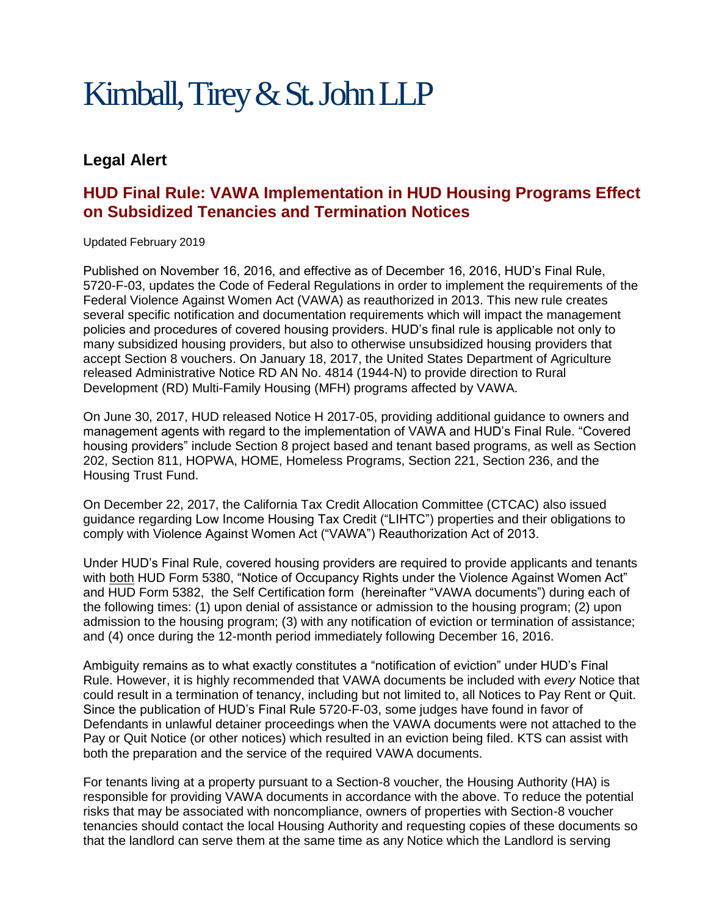# Kimball, Tirey & St. John LLP

## Legal Alert

## HUD Final Rule: VAWA Implementation in HUD Housing Programs Effect on Subsidized Tenancies and Termination Notices

Updated February 2019

Published on November 16, 2016, and effective as of December 16, 2016, HUD's Final Rule, 5720-F-03, updates the Code of Federal Regulations in order to implement the requirements of the Federal Violence Against Women Act (VAWA) as reauthorized in 2013. This new rule creates several specific notification and documentation requirements which will impact the management policies and procedures of covered housing providers. HUD's final rule is applicable not only to many subsidized housing providers, but also to otherwise unsubsidized housing providers that accept Section 8 vouchers. On January 18, 2017, the United States Department of Agriculture released Administrative Notice RD AN No. 4814 (1944-N) to provide direction to Rural Development (RD) Multi-Family Housing (MFH) programs affected by VAWA.

On June 30, 2017, HUD released Notice H 2017-05, providing additional guidance to owners and management agents with regard to the implementation of VAWA and HUD's Final Rule. "Covered housing providers" include Section 8 project based and tenant based programs, as well as Section 202, Section 811, HOPWA, HOME, Homeless Programs, Section 221, Section 236, and the Housing Trust Fund.

On December 22, 2017, the California Tax Credit Allocation Committee (CTCAC) also issued guidance regarding Low Income Housing Tax Credit ("LIHTC") properties and their obligations to comply with Violence Against Women Act ("VAWA") Reauthorization Act of 2013.

Under HUD's Final Rule, covered housing providers are required to provide applicants and tenants with <u>both</u> HUD Form 5380, "Notice of Occupancy Rights under the Violence Against Women Act" and HUD Form 5382, the Self Certification form (hereinafter "VAWA documents") during each of the following times: (1) upon denial of assistance or admission to the housing program; (2) upon admission to the housing program; (3) with any notification of eviction or termination of assistance; and (4) once during the 12-month period immediately following December 16, 2016.

Ambiguity remains as to what exactly constitutes a "notification of eviction" under HUD's Final Rule. However, it is highly recommended that VAWA documents be included with *every* Notice that could result in a termination of tenancy, including but not limited to, all Notices to Pay Rent or Quit. Since the publication of HUD's Final Rule 5720-F-03, some judges have found in favor of Defendants in unlawful detainer proceedings when the VAWA documents were not attached to the Pay or Quit Notice (or other notices) which resulted in an eviction being filed. KTS can assist with both the preparation and the service of the required VAWA documents.

For tenants living at a property pursuant to a Section-8 voucher, the Housing Authority (HA) is responsible for providing VAWA documents in accordance with the above. To reduce the potential risks that may be associated with noncompliance, owners of properties with Section-8 voucher tenancies should contact the local Housing Authority and requesting copies of these documents so that the landlord can serve them at the same time as any Notice which the Landlord is serving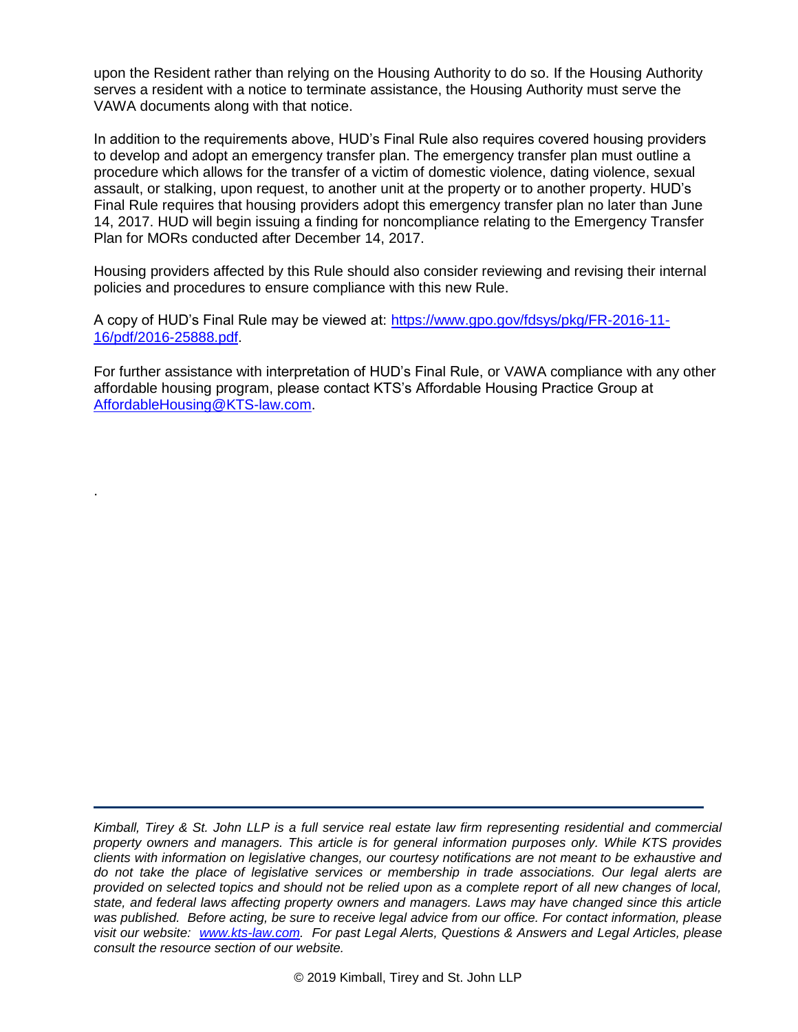upon the Resident rather than relying on the Housing Authority to do so. If the Housing Authority serves a resident with a notice to terminate assistance, the Housing Authority must serve the VAWA documents along with that notice.

In addition to the requirements above, HUD's Final Rule also requires covered housing providers to develop and adopt an emergency transfer plan. The emergency transfer plan must outline a procedure which allows for the transfer of a victim of domestic violence, dating violence, sexual assault, or stalking, upon request, to another unit at the property or to another property. HUD's Final Rule requires that housing providers adopt this emergency transfer plan no later than June 14, 2017. HUD will begin issuing a finding for noncompliance relating to the Emergency Transfer Plan for MORs conducted after December 14, 2017.

Housing providers affected by this Rule should also consider reviewing and revising their internal policies and procedures to ensure compliance with this new Rule.

A copy of HUD's Final Rule may be viewed at: [https://www.gpo.gov/fdsys/pkg/FR-2016-11-16/pdf/2016-25888.pdf](https://www.gpo.gov/fdsys/pkg/FR-2016-11-16/pdf/2016-25888.pdf).

For further assistance with interpretation of HUD's Final Rule, or VAWA compliance with any other affordable housing program, please contact KTS's Affordable Housing Practice Group at [AffordableHousing@KTS-law.com](mailto:AffordableHousing@KTS-law.com).

.

---

*Kimball, Tirey & St. John LLP is a full service real estate law firm representing residential and commercial property owners and managers. This article is for general information purposes only. While KTS provides clients with information on legislative changes, our courtesy notifications are not meant to be exhaustive and do not take the place of legislative services or membership in trade associations. Our legal alerts are provided on selected topics and should not be relied upon as a complete report of all new changes of local, state, and federal laws affecting property owners and managers. Laws may have changed since this article was published. Before acting, be sure to receive legal advice from our office. For contact information, please visit our website: [www.kts-law.com](http://www.kts-law.com). For past Legal Alerts, Questions & Answers and Legal Articles, please consult the resource section of our website.*

© 2019 Kimball, Tirey and St. John LLP